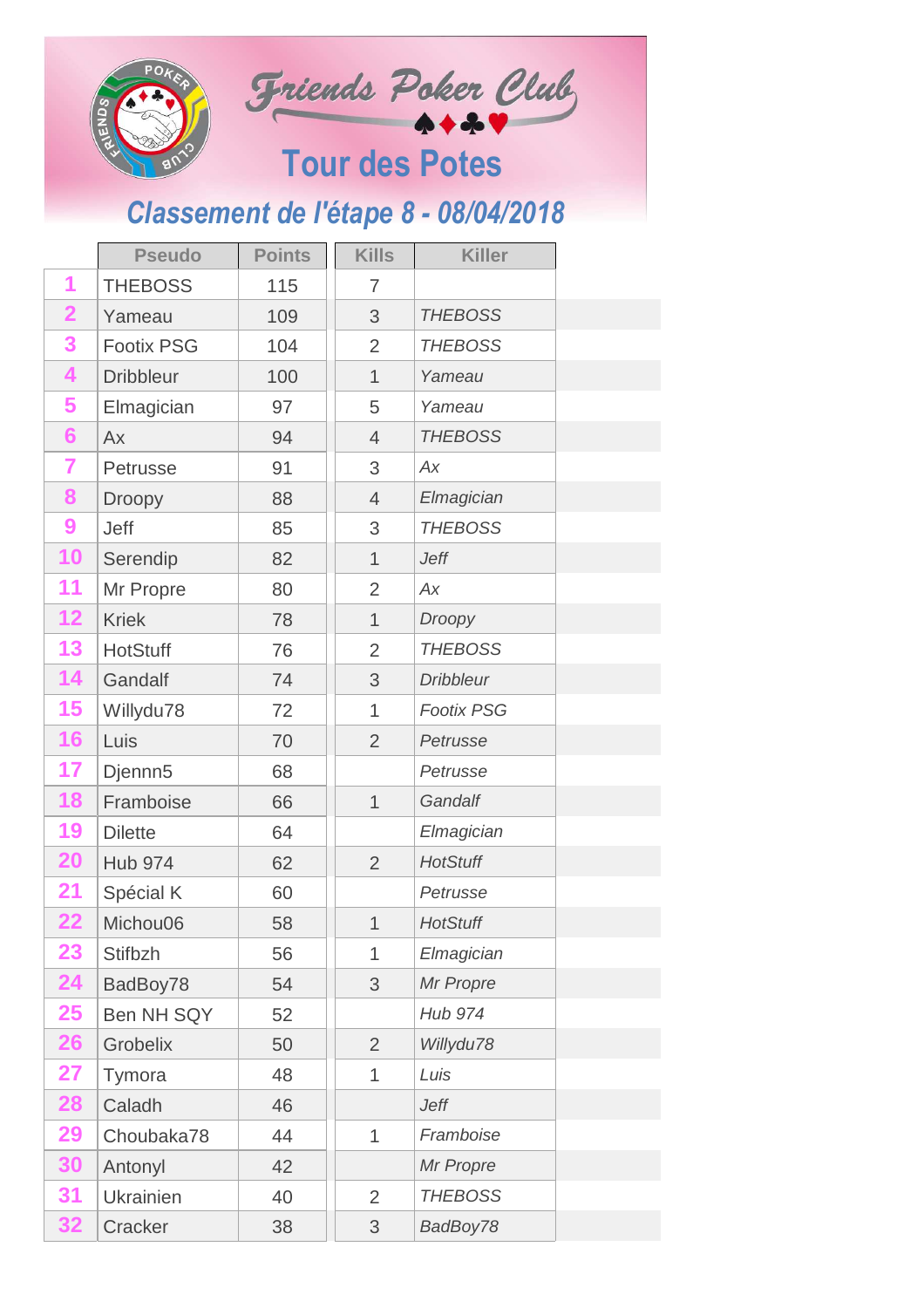# Friends Poker Club

## Tour des Potes

### Classement de l'étape 8 - 08/04/2018

| | Pseudo | Points | Kills | Killer |
|---|---|---|---|---|
| 1 | THEBOSS | 115 | 7 | |
| 2 | Yameau | 109 | 3 | *THEBOSS* |
| 3 | Footix PSG | 104 | 2 | *THEBOSS* |
| 4 | Dribbleur | 100 | 1 | *Yameau* |
| 5 | Elmagician | 97 | 5 | *Yameau* |
| 6 | Ax | 94 | 4 | *THEBOSS* |
| 7 | Petrusse | 91 | 3 | *Ax* |
| 8 | Droopy | 88 | 4 | *Elmagician* |
| 9 | Jeff | 85 | 3 | *THEBOSS* |
| 10 | Serendip | 82 | 1 | *Jeff* |
| 11 | Mr Propre | 80 | 2 | *Ax* |
| 12 | Kriek | 78 | 1 | *Droopy* |
| 13 | HotStuff | 76 | 2 | *THEBOSS* |
| 14 | Gandalf | 74 | 3 | *Dribbleur* |
| 15 | Willydu78 | 72 | 1 | *Footix PSG* |
| 16 | Luis | 70 | 2 | *Petrusse* |
| 17 | Djennn5 | 68 | | *Petrusse* |
| 18 | Framboise | 66 | 1 | *Gandalf* |
| 19 | Dilette | 64 | | *Elmagician* |
| 20 | Hub 974 | 62 | 2 | *HotStuff* |
| 21 | Spécial K | 60 | | *Petrusse* |
| 22 | Michou06 | 58 | 1 | *HotStuff* |
| 23 | Stifbzh | 56 | 1 | *Elmagician* |
| 24 | BadBoy78 | 54 | 3 | *Mr Propre* |
| 25 | Ben NH SQY | 52 | | *Hub 974* |
| 26 | Grobelix | 50 | 2 | *Willydu78* |
| 27 | Tymora | 48 | 1 | *Luis* |
| 28 | Caladh | 46 | | *Jeff* |
| 29 | Choubaka78 | 44 | 1 | *Framboise* |
| 30 | Antonyl | 42 | | *Mr Propre* |
| 31 | Ukrainien | 40 | 2 | *THEBOSS* |
| 32 | Cracker | 38 | 3 | *BadBoy78* |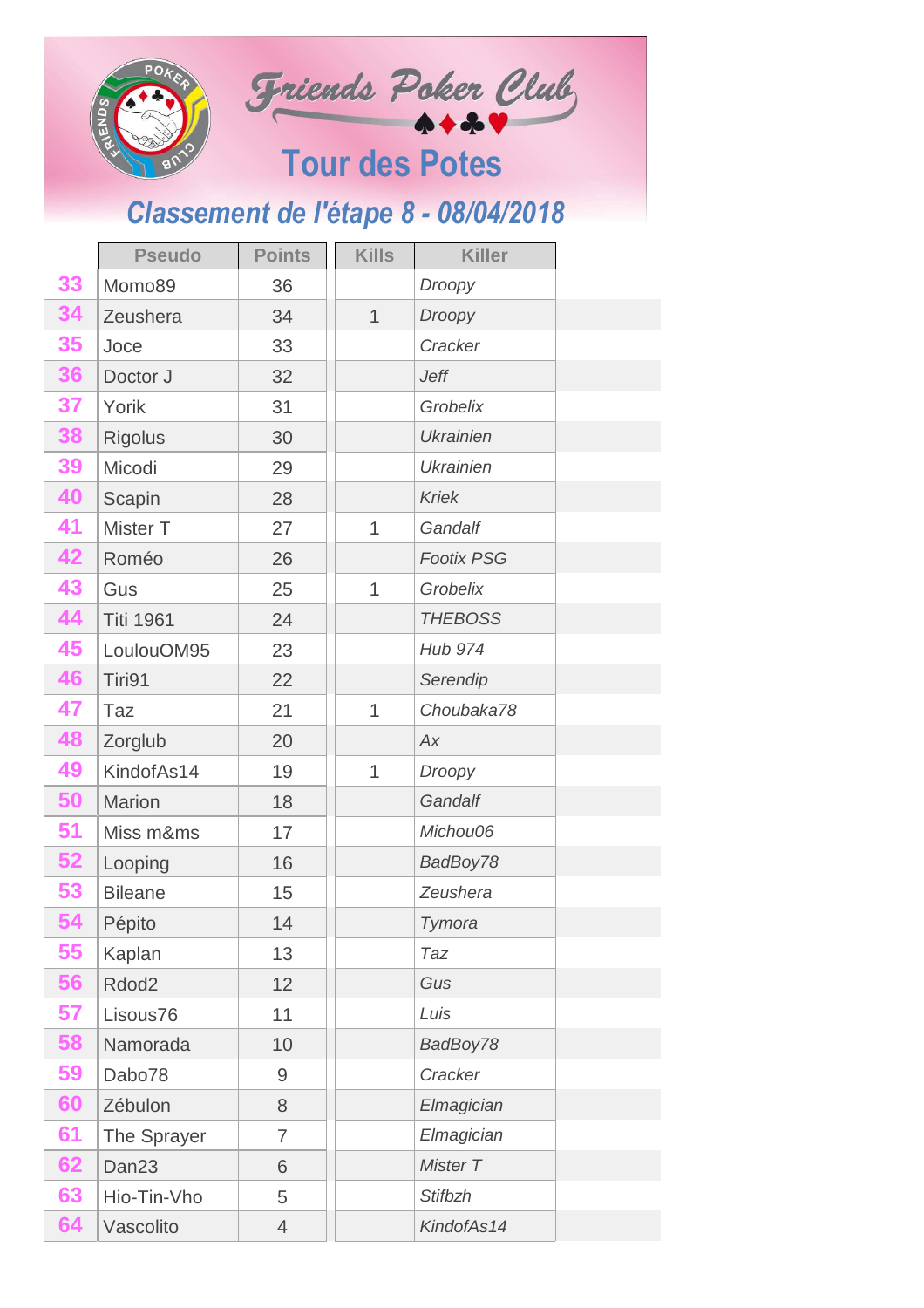# Friends Poker Club

## Tour des Potes

### Classement de l'étape 8 - 08/04/2018

| | Pseudo | Points | Kills | Killer |
|---|---|---|---|---|
| 33 | Momo89 | 36 | | *Droopy* |
| 34 | Zeushera | 34 | 1 | *Droopy* |
| 35 | Joce | 33 | | *Cracker* |
| 36 | Doctor J | 32 | | *Jeff* |
| 37 | Yorik | 31 | | *Grobelix* |
| 38 | Rigolus | 30 | | *Ukrainien* |
| 39 | Micodi | 29 | | *Ukrainien* |
| 40 | Scapin | 28 | | *Kriek* |
| 41 | Mister T | 27 | 1 | *Gandalf* |
| 42 | Roméo | 26 | | *Footix PSG* |
| 43 | Gus | 25 | 1 | *Grobelix* |
| 44 | Titi 1961 | 24 | | *THEBOSS* |
| 45 | LoulouOM95 | 23 | | *Hub 974* |
| 46 | Tiri91 | 22 | | *Serendip* |
| 47 | Taz | 21 | 1 | *Choubaka78* |
| 48 | Zorglub | 20 | | *Ax* |
| 49 | KindofAs14 | 19 | 1 | *Droopy* |
| 50 | Marion | 18 | | *Gandalf* |
| 51 | Miss m&ms | 17 | | *Michou06* |
| 52 | Looping | 16 | | *BadBoy78* |
| 53 | Bileane | 15 | | *Zeushera* |
| 54 | Pépito | 14 | | *Tymora* |
| 55 | Kaplan | 13 | | *Taz* |
| 56 | Rdod2 | 12 | | *Gus* |
| 57 | Lisous76 | 11 | | *Luis* |
| 58 | Namorada | 10 | | *BadBoy78* |
| 59 | Dabo78 | 9 | | *Cracker* |
| 60 | Zébulon | 8 | | *Elmagician* |
| 61 | The Sprayer | 7 | | *Elmagician* |
| 62 | Dan23 | 6 | | *Mister T* |
| 63 | Hio-Tin-Vho | 5 | | *Stifbzh* |
| 64 | Vascolito | 4 | | *KindofAs14* |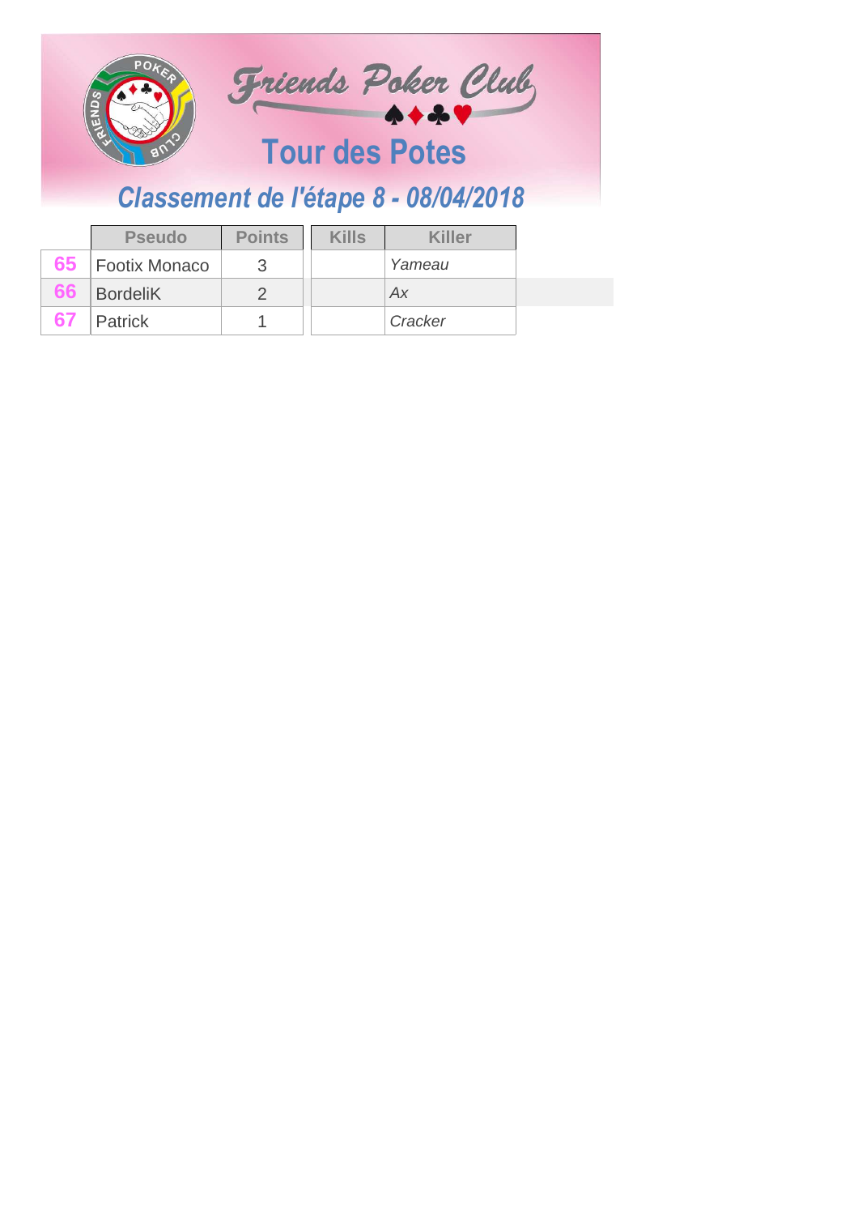Friends Poker Club

Tour des Potes

## Classement de l'étape 8 - 08/04/2018

| | Pseudo | Points | Kills | Killer |
|---|---|---|---|---|
| 65 | Footix Monaco | 3 | | *Yameau* |
| 66 | BordeliK | 2 | | *Ax* |
| 67 | Patrick | 1 | | *Cracker* |